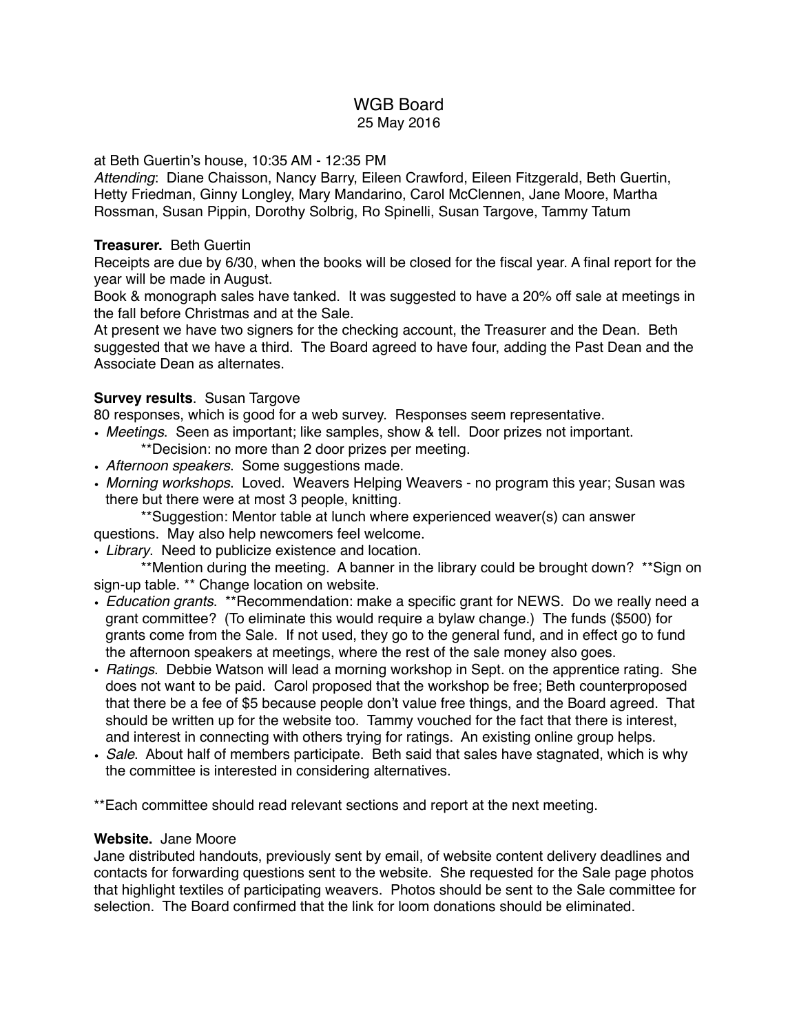# WGB Board

25 May 2016

at Beth Guertin's house, 10:35 AM - 12:35 PM

*Attending*: Diane Chaisson, Nancy Barry, Eileen Crawford, Eileen Fitzgerald, Beth Guertin, Hetty Friedman, Ginny Longley, Mary Mandarino, Carol McClennen, Jane Moore, Martha Rossman, Susan Pippin, Dorothy Solbrig, Ro Spinelli, Susan Targove, Tammy Tatum

**Treasurer.** Beth Guertin

Receipts are due by 6/30, when the books will be closed for the fiscal year. A final report for the year will be made in August.

Book & monograph sales have tanked. It was suggested to have a 20% off sale at meetings in the fall before Christmas and at the Sale.

At present we have two signers for the checking account, the Treasurer and the Dean. Beth suggested that we have a third. The Board agreed to have four, adding the Past Dean and the Associate Dean as alternates.

**Survey results**. Susan Targove

80 responses, which is good for a web survey. Responses seem representative.

- *Meetings*. Seen as important; like samples, show & tell. Door prizes not important.
  **Decision: no more than 2 door prizes per meeting.
- *Afternoon speakers*. Some suggestions made.
- *Morning workshops*. Loved. Weavers Helping Weavers - no program this year; Susan was there but there were at most 3 people, knitting.

  **Suggestion: Mentor table at lunch where experienced weaver(s) can answer questions. May also help newcomers feel welcome.
- *Library*. Need to publicize existence and location.

  **Mention during the meeting. A banner in the library could be brought down? **Sign on sign-up table. ** Change location on website.
- *Education grants*. **Recommendation: make a specific grant for NEWS. Do we really need a grant committee? (To eliminate this would require a bylaw change.) The funds ($500) for grants come from the Sale. If not used, they go to the general fund, and in effect go to fund the afternoon speakers at meetings, where the rest of the sale money also goes.
- *Ratings*. Debbie Watson will lead a morning workshop in Sept. on the apprentice rating. She does not want to be paid. Carol proposed that the workshop be free; Beth counterproposed that there be a fee of $5 because people don't value free things, and the Board agreed. That should be written up for the website too. Tammy vouched for the fact that there is interest, and interest in connecting with others trying for ratings. An existing online group helps.
- *Sale*. About half of members participate. Beth said that sales have stagnated, which is why the committee is interested in considering alternatives.

**Each committee should read relevant sections and report at the next meeting.

**Website.** Jane Moore

Jane distributed handouts, previously sent by email, of website content delivery deadlines and contacts for forwarding questions sent to the website. She requested for the Sale page photos that highlight textiles of participating weavers. Photos should be sent to the Sale committee for selection. The Board confirmed that the link for loom donations should be eliminated.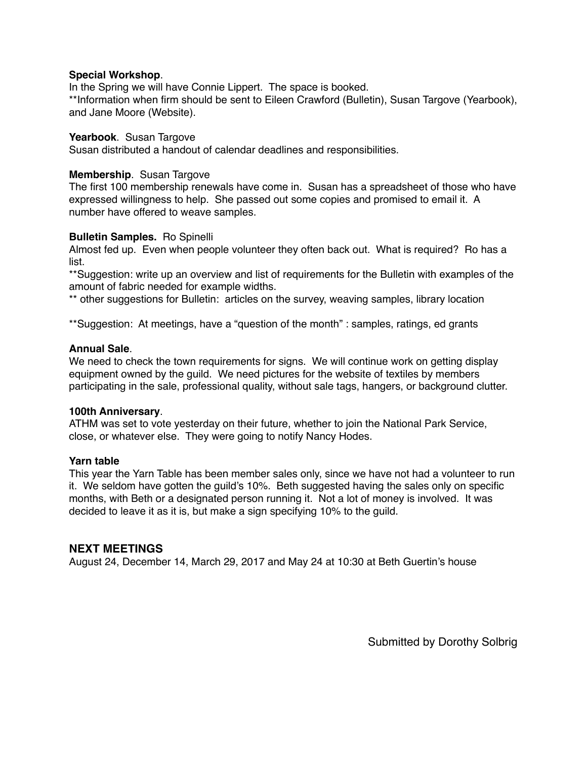**Special Workshop**.
In the Spring we will have Connie Lippert. The space is booked.
**Information when firm should be sent to Eileen Crawford (Bulletin), Susan Targove (Yearbook), and Jane Moore (Website).

**Yearbook**. Susan Targove
Susan distributed a handout of calendar deadlines and responsibilities.

**Membership**. Susan Targove
The first 100 membership renewals have come in. Susan has a spreadsheet of those who have expressed willingness to help. She passed out some copies and promised to email it. A number have offered to weave samples.

**Bulletin Samples.** Ro Spinelli
Almost fed up. Even when people volunteer they often back out. What is required? Ro has a list.
**Suggestion: write up an overview and list of requirements for the Bulletin with examples of the amount of fabric needed for example widths.
** other suggestions for Bulletin: articles on the survey, weaving samples, library location

**Suggestion: At meetings, have a "question of the month" : samples, ratings, ed grants

**Annual Sale**.
We need to check the town requirements for signs. We will continue work on getting display equipment owned by the guild. We need pictures for the website of textiles by members participating in the sale, professional quality, without sale tags, hangers, or background clutter.

**100th Anniversary**.
ATHM was set to vote yesterday on their future, whether to join the National Park Service, close, or whatever else. They were going to notify Nancy Hodes.

**Yarn table**
This year the Yarn Table has been member sales only, since we have not had a volunteer to run it. We seldom have gotten the guild's 10%. Beth suggested having the sales only on specific months, with Beth or a designated person running it. Not a lot of money is involved. It was decided to leave it as it is, but make a sign specifying 10% to the guild.

## NEXT MEETINGS

August 24, December 14, March 29, 2017 and May 24 at 10:30 at Beth Guertin's house

Submitted by Dorothy Solbrig